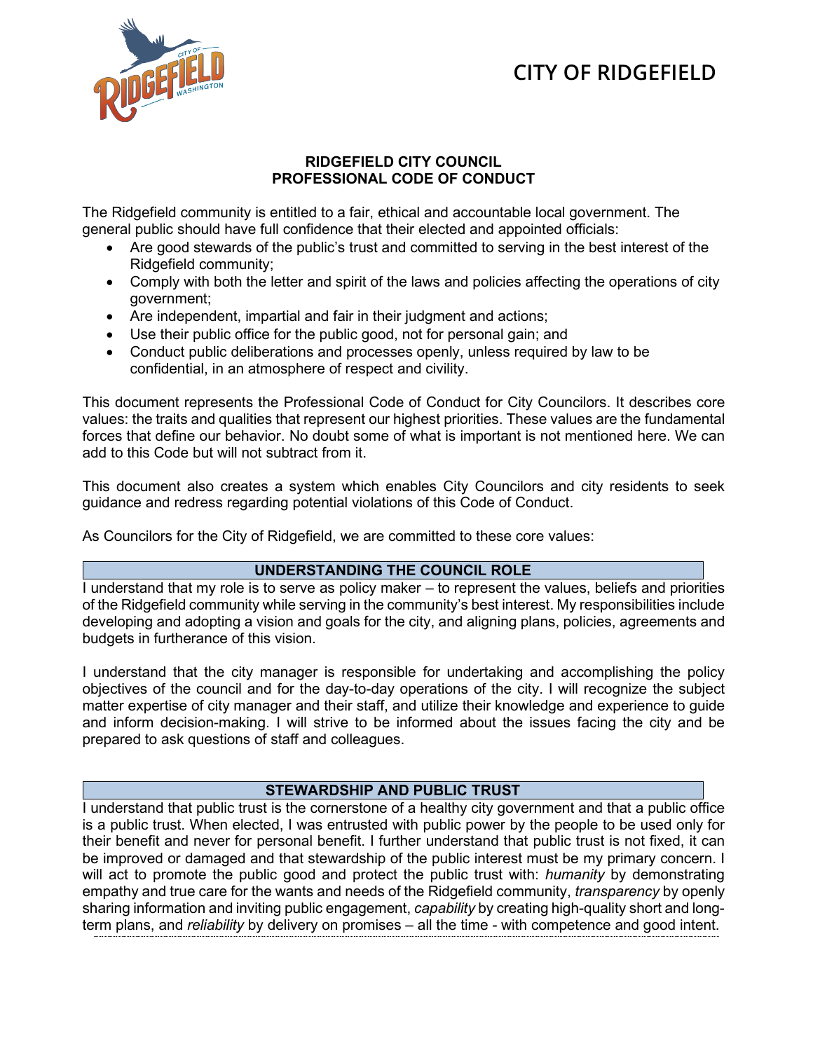# CITY OF RIDGEFIELD

## RIDGEFIELD CITY COUNCIL
## PROFESSIONAL CODE OF CONDUCT

The Ridgefield community is entitled to a fair, ethical and accountable local government. The general public should have full confidence that their elected and appointed officials:

- Are good stewards of the public's trust and committed to serving in the best interest of the Ridgefield community;
- Comply with both the letter and spirit of the laws and policies affecting the operations of city government;
- Are independent, impartial and fair in their judgment and actions;
- Use their public office for the public good, not for personal gain; and
- Conduct public deliberations and processes openly, unless required by law to be confidential, in an atmosphere of respect and civility.

This document represents the Professional Code of Conduct for City Councilors. It describes core values: the traits and qualities that represent our highest priorities. These values are the fundamental forces that define our behavior. No doubt some of what is important is not mentioned here. We can add to this Code but will not subtract from it.

This document also creates a system which enables City Councilors and city residents to seek guidance and redress regarding potential violations of this Code of Conduct.

As Councilors for the City of Ridgefield, we are committed to these core values:

### UNDERSTANDING THE COUNCIL ROLE

I understand that my role is to serve as policy maker – to represent the values, beliefs and priorities of the Ridgefield community while serving in the community's best interest. My responsibilities include developing and adopting a vision and goals for the city, and aligning plans, policies, agreements and budgets in furtherance of this vision.

I understand that the city manager is responsible for undertaking and accomplishing the policy objectives of the council and for the day-to-day operations of the city. I will recognize the subject matter expertise of city manager and their staff, and utilize their knowledge and experience to guide and inform decision-making. I will strive to be informed about the issues facing the city and be prepared to ask questions of staff and colleagues.

### STEWARDSHIP AND PUBLIC TRUST

I understand that public trust is the cornerstone of a healthy city government and that a public office is a public trust. When elected, I was entrusted with public power by the people to be used only for their benefit and never for personal benefit. I further understand that public trust is not fixed, it can be improved or damaged and that stewardship of the public interest must be my primary concern. I will act to promote the public good and protect the public trust with: *humanity* by demonstrating empathy and true care for the wants and needs of the Ridgefield community, *transparency* by openly sharing information and inviting public engagement, *capability* by creating high-quality short and long-term plans, and *reliability* by delivery on promises – all the time - with competence and good intent.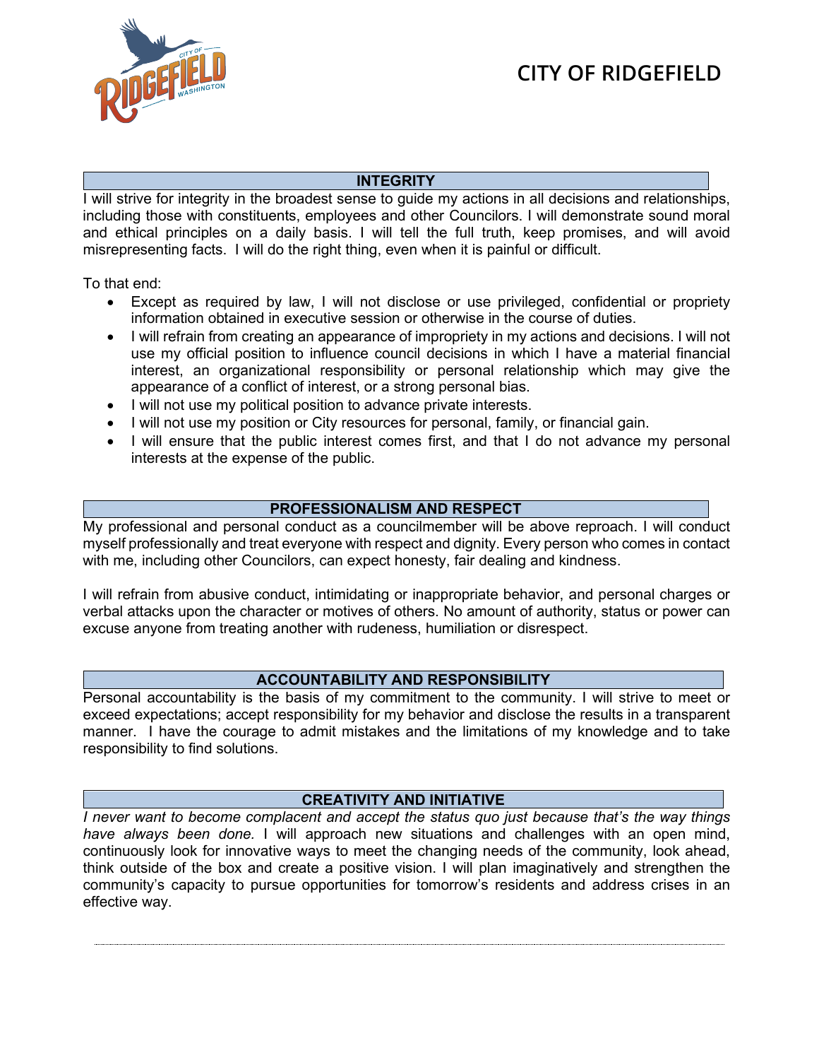## INTEGRITY

I will strive for integrity in the broadest sense to guide my actions in all decisions and relationships, including those with constituents, employees and other Councilors. I will demonstrate sound moral and ethical principles on a daily basis. I will tell the full truth, keep promises, and will avoid misrepresenting facts. I will do the right thing, even when it is painful or difficult.

To that end:

- Except as required by law, I will not disclose or use privileged, confidential or propriety information obtained in executive session or otherwise in the course of duties.
- I will refrain from creating an appearance of impropriety in my actions and decisions. I will not use my official position to influence council decisions in which I have a material financial interest, an organizational responsibility or personal relationship which may give the appearance of a conflict of interest, or a strong personal bias.
- I will not use my political position to advance private interests.
- I will not use my position or City resources for personal, family, or financial gain.
- I will ensure that the public interest comes first, and that I do not advance my personal interests at the expense of the public.

## PROFESSIONALISM AND RESPECT

My professional and personal conduct as a councilmember will be above reproach. I will conduct myself professionally and treat everyone with respect and dignity. Every person who comes in contact with me, including other Councilors, can expect honesty, fair dealing and kindness.

I will refrain from abusive conduct, intimidating or inappropriate behavior, and personal charges or verbal attacks upon the character or motives of others. No amount of authority, status or power can excuse anyone from treating another with rudeness, humiliation or disrespect.

## ACCOUNTABILITY AND RESPONSIBILITY

Personal accountability is the basis of my commitment to the community. I will strive to meet or exceed expectations; accept responsibility for my behavior and disclose the results in a transparent manner. I have the courage to admit mistakes and the limitations of my knowledge and to take responsibility to find solutions.

## CREATIVITY AND INITIATIVE

*I never want to become complacent and accept the status quo just because that's the way things have always been done.* I will approach new situations and challenges with an open mind, continuously look for innovative ways to meet the changing needs of the community, look ahead, think outside of the box and create a positive vision. I will plan imaginatively and strengthen the community's capacity to pursue opportunities for tomorrow's residents and address crises in an effective way.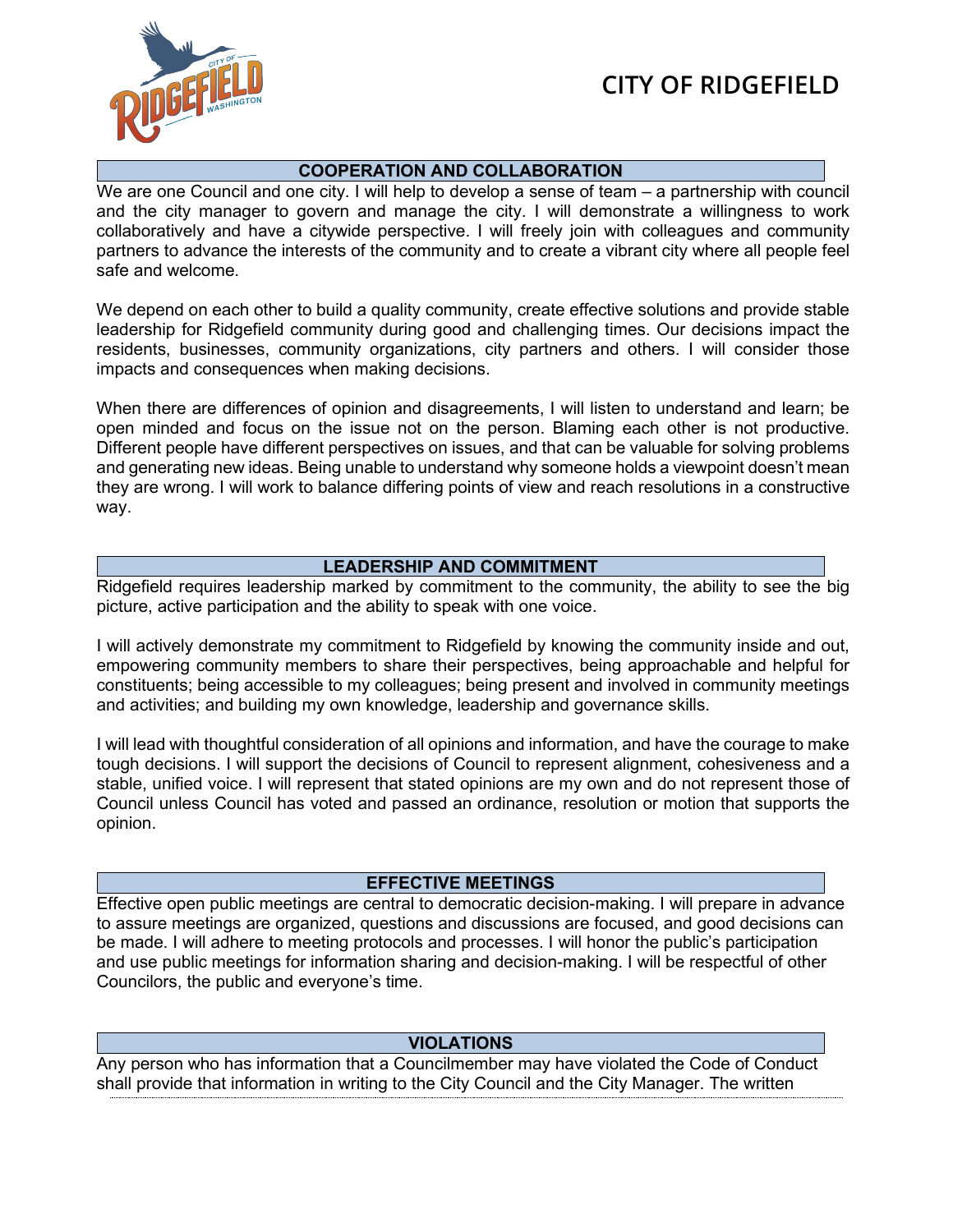## COOPERATION AND COLLABORATION

We are one Council and one city. I will help to develop a sense of team – a partnership with council and the city manager to govern and manage the city. I will demonstrate a willingness to work collaboratively and have a citywide perspective. I will freely join with colleagues and community partners to advance the interests of the community and to create a vibrant city where all people feel safe and welcome.

We depend on each other to build a quality community, create effective solutions and provide stable leadership for Ridgefield community during good and challenging times. Our decisions impact the residents, businesses, community organizations, city partners and others. I will consider those impacts and consequences when making decisions.

When there are differences of opinion and disagreements, I will listen to understand and learn; be open minded and focus on the issue not on the person. Blaming each other is not productive. Different people have different perspectives on issues, and that can be valuable for solving problems and generating new ideas. Being unable to understand why someone holds a viewpoint doesn't mean they are wrong. I will work to balance differing points of view and reach resolutions in a constructive way.

## LEADERSHIP AND COMMITMENT

Ridgefield requires leadership marked by commitment to the community, the ability to see the big picture, active participation and the ability to speak with one voice.

I will actively demonstrate my commitment to Ridgefield by knowing the community inside and out, empowering community members to share their perspectives, being approachable and helpful for constituents; being accessible to my colleagues; being present and involved in community meetings and activities; and building my own knowledge, leadership and governance skills.

I will lead with thoughtful consideration of all opinions and information, and have the courage to make tough decisions. I will support the decisions of Council to represent alignment, cohesiveness and a stable, unified voice. I will represent that stated opinions are my own and do not represent those of Council unless Council has voted and passed an ordinance, resolution or motion that supports the opinion.

## EFFECTIVE MEETINGS

Effective open public meetings are central to democratic decision-making. I will prepare in advance to assure meetings are organized, questions and discussions are focused, and good decisions can be made. I will adhere to meeting protocols and processes. I will honor the public's participation and use public meetings for information sharing and decision-making. I will be respectful of other Councilors, the public and everyone's time.

## VIOLATIONS

Any person who has information that a Councilmember may have violated the Code of Conduct shall provide that information in writing to the City Council and the City Manager. The written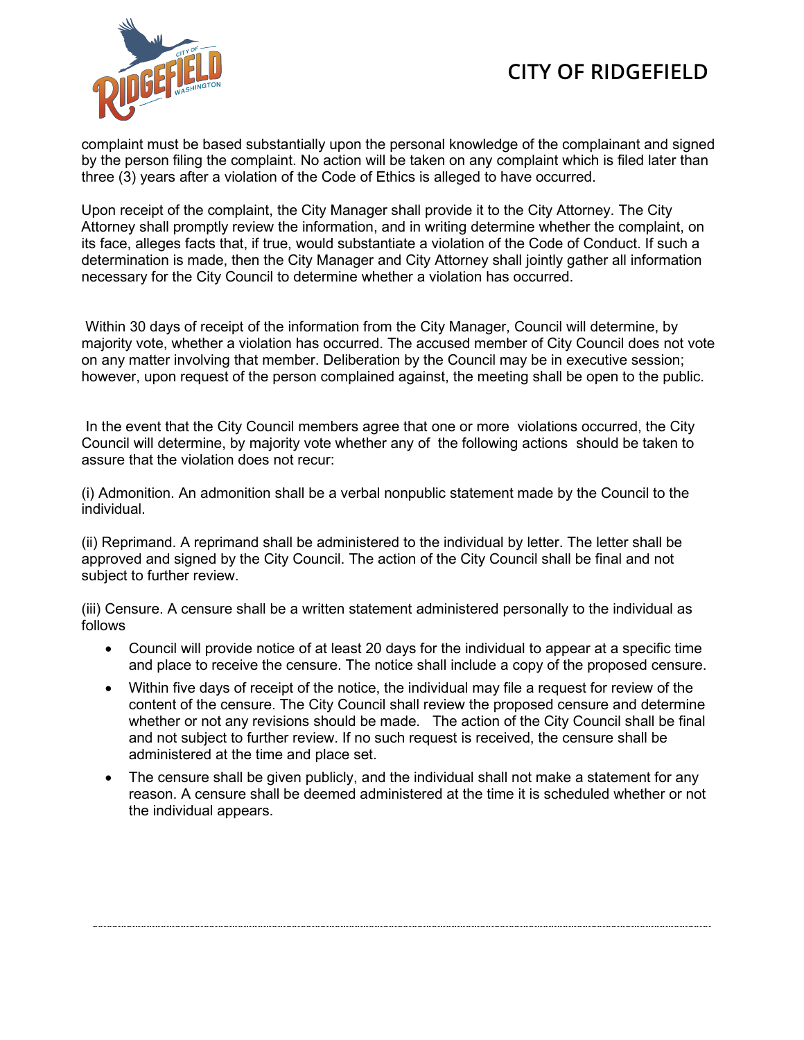complaint must be based substantially upon the personal knowledge of the complainant and signed by the person filing the complaint. No action will be taken on any complaint which is filed later than three (3) years after a violation of the Code of Ethics is alleged to have occurred.

Upon receipt of the complaint, the City Manager shall provide it to the City Attorney. The City Attorney shall promptly review the information, and in writing determine whether the complaint, on its face, alleges facts that, if true, would substantiate a violation of the Code of Conduct. If such a determination is made, then the City Manager and City Attorney shall jointly gather all information necessary for the City Council to determine whether a violation has occurred.

Within 30 days of receipt of the information from the City Manager, Council will determine, by majority vote, whether a violation has occurred. The accused member of City Council does not vote on any matter involving that member. Deliberation by the Council may be in executive session; however, upon request of the person complained against, the meeting shall be open to the public.

In the event that the City Council members agree that one or more violations occurred, the City Council will determine, by majority vote whether any of the following actions should be taken to assure that the violation does not recur:

(i) Admonition. An admonition shall be a verbal nonpublic statement made by the Council to the individual.

(ii) Reprimand. A reprimand shall be administered to the individual by letter. The letter shall be approved and signed by the City Council. The action of the City Council shall be final and not subject to further review.

(iii) Censure. A censure shall be a written statement administered personally to the individual as follows

- Council will provide notice of at least 20 days for the individual to appear at a specific time and place to receive the censure. The notice shall include a copy of the proposed censure.
- Within five days of receipt of the notice, the individual may file a request for review of the content of the censure. The City Council shall review the proposed censure and determine whether or not any revisions should be made. The action of the City Council shall be final and not subject to further review. If no such request is received, the censure shall be administered at the time and place set.
- The censure shall be given publicly, and the individual shall not make a statement for any reason. A censure shall be deemed administered at the time it is scheduled whether or not the individual appears.